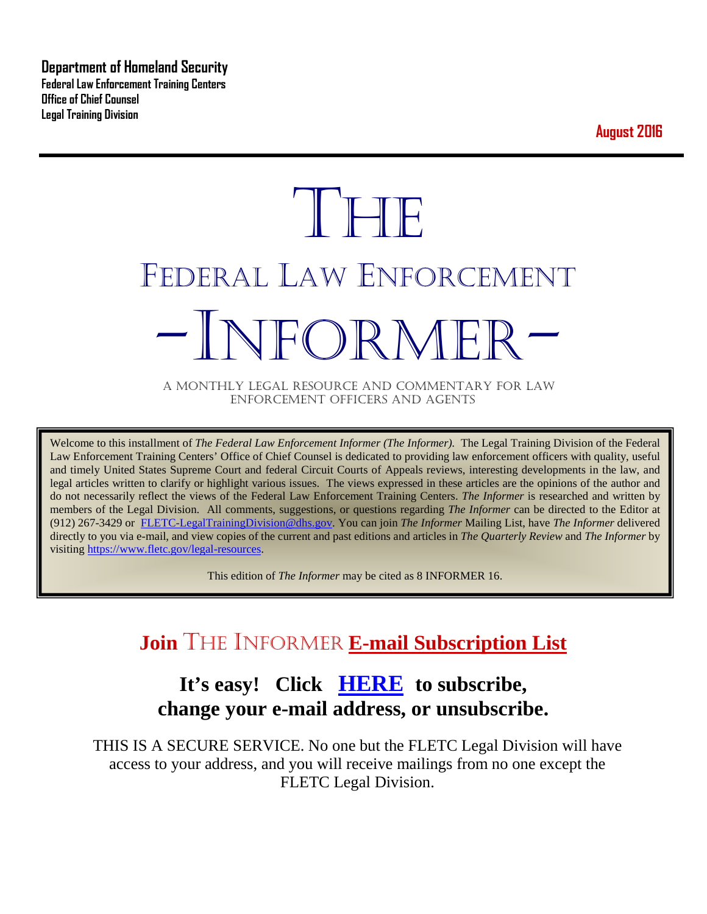**Department of Homeland Security**
**Federal Law Enforcement Training Centers**
**Office of Chief Counsel**
**Legal Training Division**

**August 2016**

# THE
# FEDERAL LAW ENFORCEMENT
# -INFORMER-

A MONTHLY LEGAL RESOURCE AND COMMENTARY FOR LAW ENFORCEMENT OFFICERS AND AGENTS

Welcome to this installment of *The Federal Law Enforcement Informer (The Informer).* The Legal Training Division of the Federal Law Enforcement Training Centers' Office of Chief Counsel is dedicated to providing law enforcement officers with quality, useful and timely United States Supreme Court and federal Circuit Courts of Appeals reviews, interesting developments in the law, and legal articles written to clarify or highlight various issues. The views expressed in these articles are the opinions of the author and do not necessarily reflect the views of the Federal Law Enforcement Training Centers. *The Informer* is researched and written by members of the Legal Division. All comments, suggestions, or questions regarding *The Informer* can be directed to the Editor at (912) 267-3429 or FLETC-LegalTrainingDivision@dhs.gov. You can join *The Informer* Mailing List, have *The Informer* delivered directly to you via e-mail, and view copies of the current and past editions and articles in *The Quarterly Review* and *The Informer* by visiting https://www.fletc.gov/legal-resources.

This edition of *The Informer* may be cited as 8 INFORMER 16.

## Join THE INFORMER E-mail Subscription List

### It's easy! Click HERE to subscribe, change your e-mail address, or unsubscribe.

THIS IS A SECURE SERVICE. No one but the FLETC Legal Division will have access to your address, and you will receive mailings from no one except the FLETC Legal Division.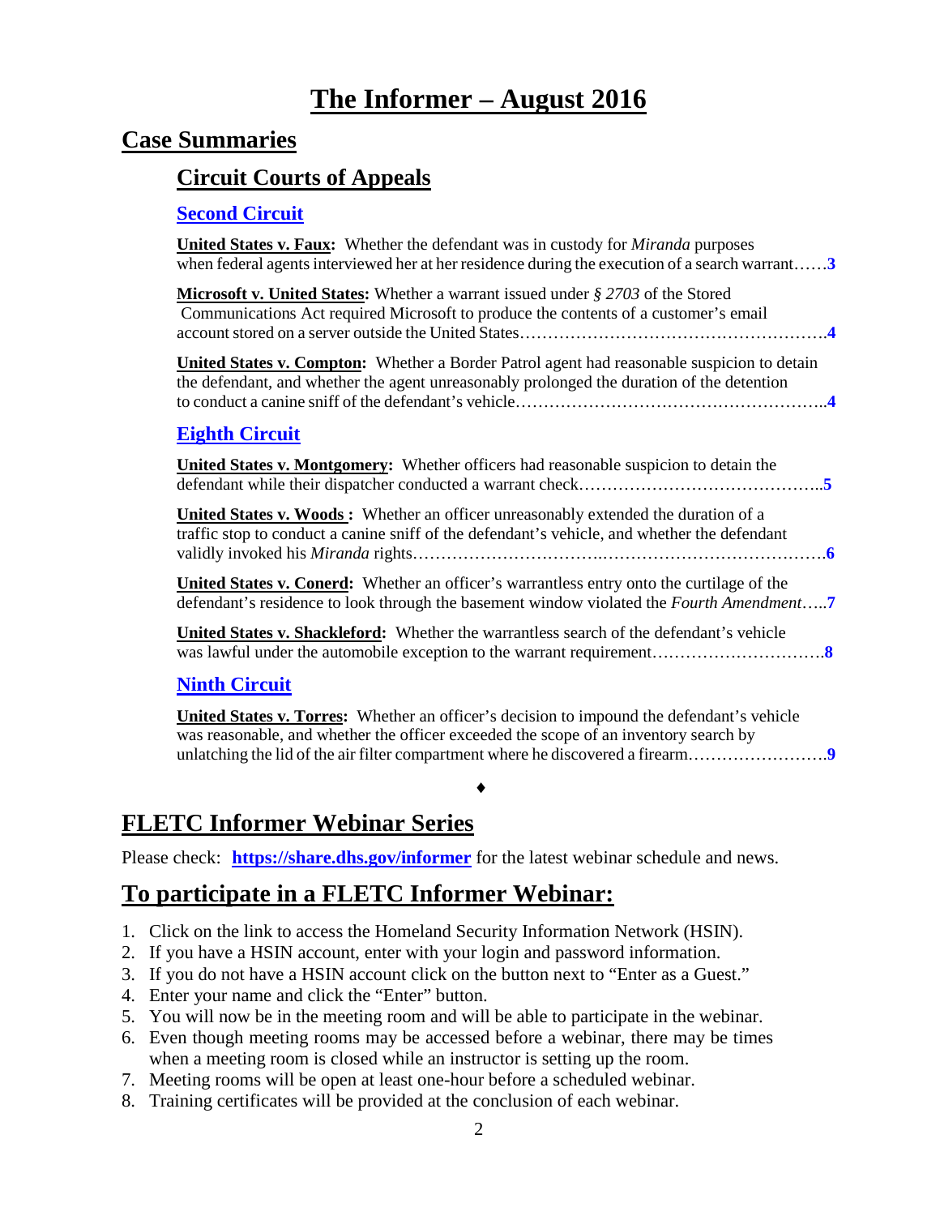# The Informer – August 2016

## Case Summaries

### Circuit Courts of Appeals

#### Second Circuit

**United States v. Faux:** Whether the defendant was in custody for *Miranda* purposes when federal agents interviewed her at her residence during the execution of a search warrant……**3**

**Microsoft v. United States:** Whether a warrant issued under *§ 2703* of the Stored Communications Act required Microsoft to produce the contents of a customer's email account stored on a server outside the United States……………………………………………….**4**

**United States v. Compton:** Whether a Border Patrol agent had reasonable suspicion to detain the defendant, and whether the agent unreasonably prolonged the duration of the detention to conduct a canine sniff of the defendant's vehicle………………………………………………..**4**

#### Eighth Circuit

**United States v. Montgomery:** Whether officers had reasonable suspicion to detain the defendant while their dispatcher conducted a warrant check……………………………………..**5**

**United States v. Woods :** Whether an officer unreasonably extended the duration of a traffic stop to conduct a canine sniff of the defendant's vehicle, and whether the defendant validly invoked his *Miranda* rights……………………………………………………………….**6**

**United States v. Conerd:** Whether an officer's warrantless entry onto the curtilage of the defendant's residence to look through the basement window violated the *Fourth Amendment*…..**7**

**United States v. Shackleford:** Whether the warrantless search of the defendant's vehicle was lawful under the automobile exception to the warrant requirement…………………………**8**

#### Ninth Circuit

**United States v. Torres:** Whether an officer's decision to impound the defendant's vehicle was reasonable, and whether the officer exceeded the scope of an inventory search by unlatching the lid of the air filter compartment where he discovered a firearm…………………….**9**

♦

## FLETC Informer Webinar Series

Please check: **https://share.dhs.gov/informer** for the latest webinar schedule and news.

## To participate in a FLETC Informer Webinar:

1. Click on the link to access the Homeland Security Information Network (HSIN).
2. If you have a HSIN account, enter with your login and password information.
3. If you do not have a HSIN account click on the button next to "Enter as a Guest."
4. Enter your name and click the "Enter" button.
5. You will now be in the meeting room and will be able to participate in the webinar.
6. Even though meeting rooms may be accessed before a webinar, there may be times when a meeting room is closed while an instructor is setting up the room.
7. Meeting rooms will be open at least one-hour before a scheduled webinar.
8. Training certificates will be provided at the conclusion of each webinar.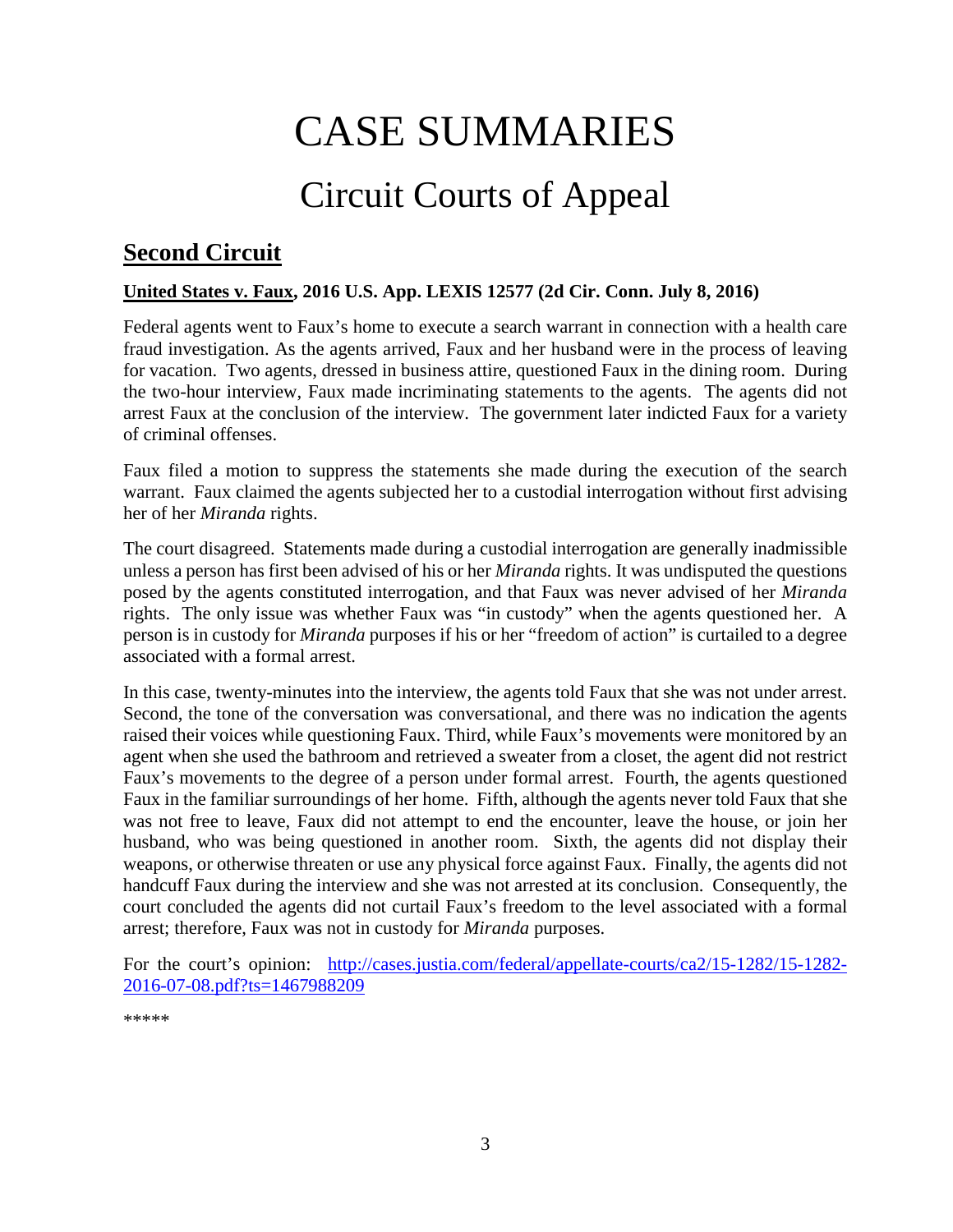# CASE SUMMARIES

## Circuit Courts of Appeal

## Second Circuit

**United States v. Faux, 2016 U.S. App. LEXIS 12577 (2d Cir. Conn. July 8, 2016)**

Federal agents went to Faux's home to execute a search warrant in connection with a health care fraud investigation. As the agents arrived, Faux and her husband were in the process of leaving for vacation. Two agents, dressed in business attire, questioned Faux in the dining room. During the two-hour interview, Faux made incriminating statements to the agents. The agents did not arrest Faux at the conclusion of the interview. The government later indicted Faux for a variety of criminal offenses.

Faux filed a motion to suppress the statements she made during the execution of the search warrant. Faux claimed the agents subjected her to a custodial interrogation without first advising her of her *Miranda* rights.

The court disagreed. Statements made during a custodial interrogation are generally inadmissible unless a person has first been advised of his or her *Miranda* rights. It was undisputed the questions posed by the agents constituted interrogation, and that Faux was never advised of her *Miranda* rights. The only issue was whether Faux was "in custody" when the agents questioned her. A person is in custody for *Miranda* purposes if his or her "freedom of action" is curtailed to a degree associated with a formal arrest.

In this case, twenty-minutes into the interview, the agents told Faux that she was not under arrest. Second, the tone of the conversation was conversational, and there was no indication the agents raised their voices while questioning Faux. Third, while Faux's movements were monitored by an agent when she used the bathroom and retrieved a sweater from a closet, the agent did not restrict Faux's movements to the degree of a person under formal arrest. Fourth, the agents questioned Faux in the familiar surroundings of her home. Fifth, although the agents never told Faux that she was not free to leave, Faux did not attempt to end the encounter, leave the house, or join her husband, who was being questioned in another room. Sixth, the agents did not display their weapons, or otherwise threaten or use any physical force against Faux. Finally, the agents did not handcuff Faux during the interview and she was not arrested at its conclusion. Consequently, the court concluded the agents did not curtail Faux's freedom to the level associated with a formal arrest; therefore, Faux was not in custody for *Miranda* purposes.

For the court's opinion: http://cases.justia.com/federal/appellate-courts/ca2/15-1282/15-1282-2016-07-08.pdf?ts=1467988209

*****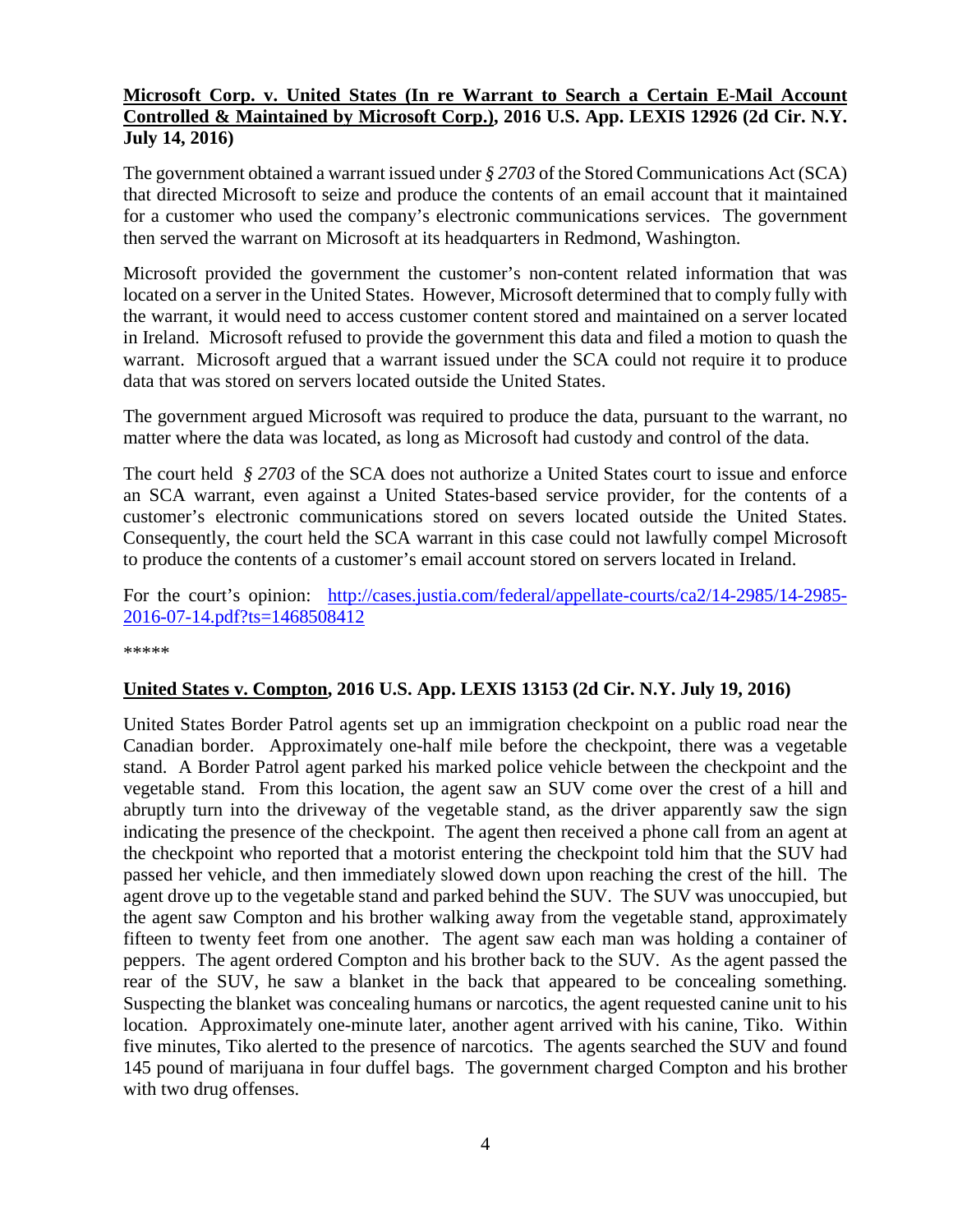**<u>Microsoft Corp. v. United States (In re Warrant to Search a Certain E-Mail Account Controlled & Maintained by Microsoft Corp.)</u>, 2016 U.S. App. LEXIS 12926 (2d Cir. N.Y. July 14, 2016)**

The government obtained a warrant issued under *§ 2703* of the Stored Communications Act (SCA) that directed Microsoft to seize and produce the contents of an email account that it maintained for a customer who used the company's electronic communications services. The government then served the warrant on Microsoft at its headquarters in Redmond, Washington.

Microsoft provided the government the customer's non-content related information that was located on a server in the United States. However, Microsoft determined that to comply fully with the warrant, it would need to access customer content stored and maintained on a server located in Ireland. Microsoft refused to provide the government this data and filed a motion to quash the warrant. Microsoft argued that a warrant issued under the SCA could not require it to produce data that was stored on servers located outside the United States.

The government argued Microsoft was required to produce the data, pursuant to the warrant, no matter where the data was located, as long as Microsoft had custody and control of the data.

The court held *§ 2703* of the SCA does not authorize a United States court to issue and enforce an SCA warrant, even against a United States-based service provider, for the contents of a customer's electronic communications stored on severs located outside the United States. Consequently, the court held the SCA warrant in this case could not lawfully compel Microsoft to produce the contents of a customer's email account stored on servers located in Ireland.

For the court's opinion: [http://cases.justia.com/federal/appellate-courts/ca2/14-2985/14-2985-2016-07-14.pdf?ts=1468508412](http://cases.justia.com/federal/appellate-courts/ca2/14-2985/14-2985-2016-07-14.pdf?ts=1468508412)

*****

**<u>United States v. Compton</u>, 2016 U.S. App. LEXIS 13153 (2d Cir. N.Y. July 19, 2016)**

United States Border Patrol agents set up an immigration checkpoint on a public road near the Canadian border. Approximately one-half mile before the checkpoint, there was a vegetable stand. A Border Patrol agent parked his marked police vehicle between the checkpoint and the vegetable stand. From this location, the agent saw an SUV come over the crest of a hill and abruptly turn into the driveway of the vegetable stand, as the driver apparently saw the sign indicating the presence of the checkpoint. The agent then received a phone call from an agent at the checkpoint who reported that a motorist entering the checkpoint told him that the SUV had passed her vehicle, and then immediately slowed down upon reaching the crest of the hill. The agent drove up to the vegetable stand and parked behind the SUV. The SUV was unoccupied, but the agent saw Compton and his brother walking away from the vegetable stand, approximately fifteen to twenty feet from one another. The agent saw each man was holding a container of peppers. The agent ordered Compton and his brother back to the SUV. As the agent passed the rear of the SUV, he saw a blanket in the back that appeared to be concealing something. Suspecting the blanket was concealing humans or narcotics, the agent requested canine unit to his location. Approximately one-minute later, another agent arrived with his canine, Tiko. Within five minutes, Tiko alerted to the presence of narcotics. The agents searched the SUV and found 145 pound of marijuana in four duffel bags. The government charged Compton and his brother with two drug offenses.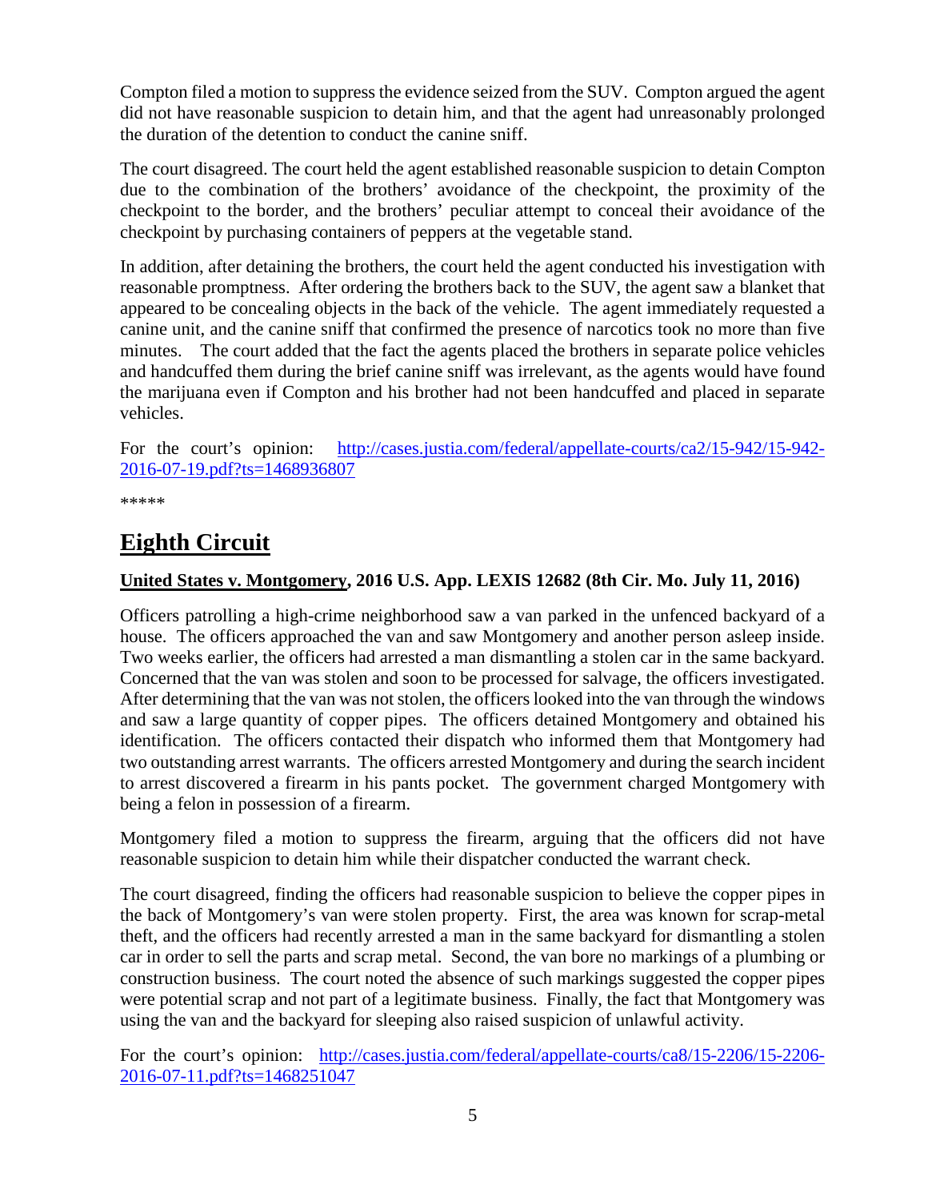Compton filed a motion to suppress the evidence seized from the SUV. Compton argued the agent did not have reasonable suspicion to detain him, and that the agent had unreasonably prolonged the duration of the detention to conduct the canine sniff.

The court disagreed. The court held the agent established reasonable suspicion to detain Compton due to the combination of the brothers' avoidance of the checkpoint, the proximity of the checkpoint to the border, and the brothers' peculiar attempt to conceal their avoidance of the checkpoint by purchasing containers of peppers at the vegetable stand.

In addition, after detaining the brothers, the court held the agent conducted his investigation with reasonable promptness. After ordering the brothers back to the SUV, the agent saw a blanket that appeared to be concealing objects in the back of the vehicle. The agent immediately requested a canine unit, and the canine sniff that confirmed the presence of narcotics took no more than five minutes. The court added that the fact the agents placed the brothers in separate police vehicles and handcuffed them during the brief canine sniff was irrelevant, as the agents would have found the marijuana even if Compton and his brother had not been handcuffed and placed in separate vehicles.

For the court's opinion: [http://cases.justia.com/federal/appellate-courts/ca2/15-942/15-942-2016-07-19.pdf?ts=1468936807](http://cases.justia.com/federal/appellate-courts/ca2/15-942/15-942-2016-07-19.pdf?ts=1468936807)

*****

## Eighth Circuit

**United States v. Montgomery, 2016 U.S. App. LEXIS 12682 (8th Cir. Mo. July 11, 2016)**

Officers patrolling a high-crime neighborhood saw a van parked in the unfenced backyard of a house. The officers approached the van and saw Montgomery and another person asleep inside. Two weeks earlier, the officers had arrested a man dismantling a stolen car in the same backyard. Concerned that the van was stolen and soon to be processed for salvage, the officers investigated. After determining that the van was not stolen, the officers looked into the van through the windows and saw a large quantity of copper pipes. The officers detained Montgomery and obtained his identification. The officers contacted their dispatch who informed them that Montgomery had two outstanding arrest warrants. The officers arrested Montgomery and during the search incident to arrest discovered a firearm in his pants pocket. The government charged Montgomery with being a felon in possession of a firearm.

Montgomery filed a motion to suppress the firearm, arguing that the officers did not have reasonable suspicion to detain him while their dispatcher conducted the warrant check.

The court disagreed, finding the officers had reasonable suspicion to believe the copper pipes in the back of Montgomery's van were stolen property. First, the area was known for scrap-metal theft, and the officers had recently arrested a man in the same backyard for dismantling a stolen car in order to sell the parts and scrap metal. Second, the van bore no markings of a plumbing or construction business. The court noted the absence of such markings suggested the copper pipes were potential scrap and not part of a legitimate business. Finally, the fact that Montgomery was using the van and the backyard for sleeping also raised suspicion of unlawful activity.

For the court's opinion: [http://cases.justia.com/federal/appellate-courts/ca8/15-2206/15-2206-2016-07-11.pdf?ts=1468251047](http://cases.justia.com/federal/appellate-courts/ca8/15-2206/15-2206-2016-07-11.pdf?ts=1468251047)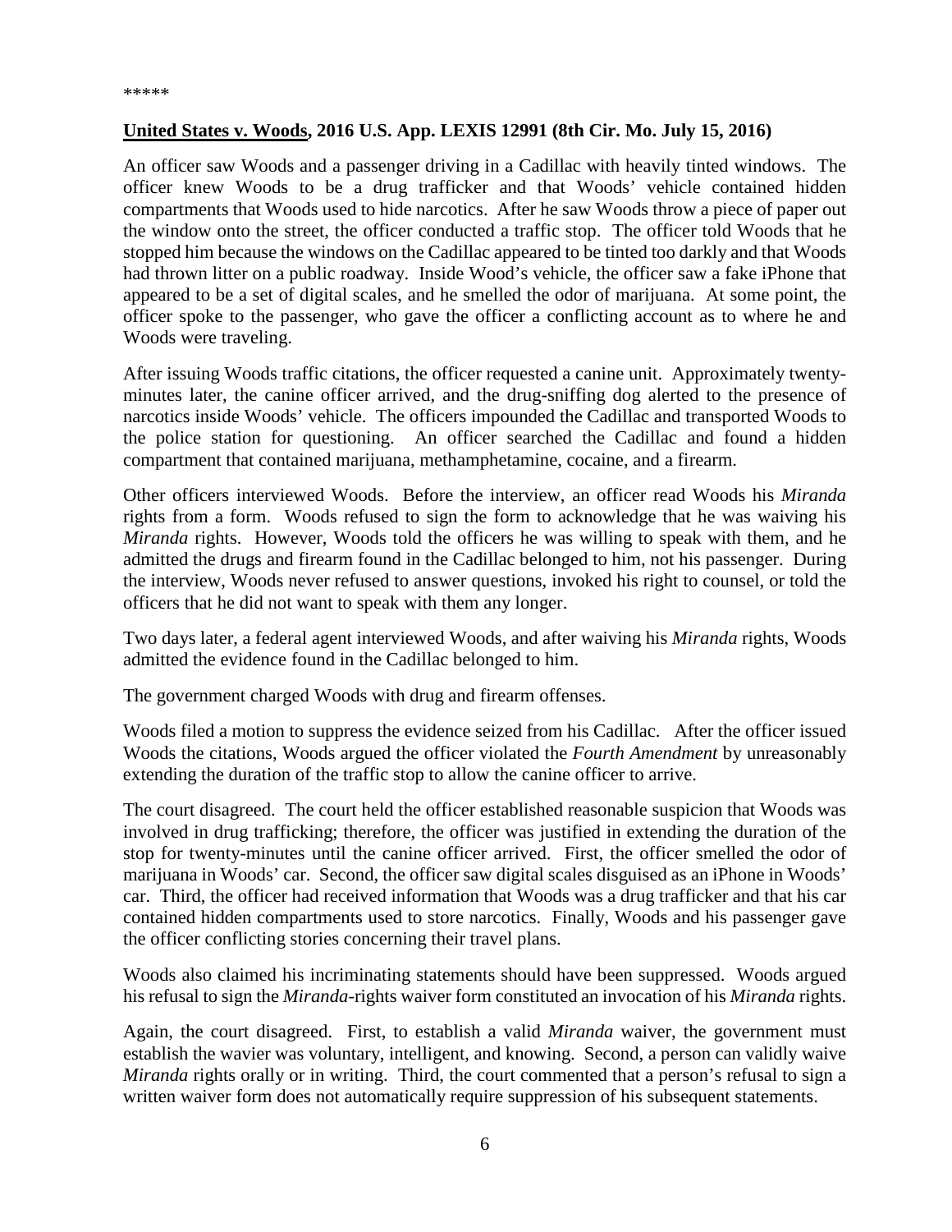*****

**United States v. Woods, 2016 U.S. App. LEXIS 12991 (8th Cir. Mo. July 15, 2016)**

An officer saw Woods and a passenger driving in a Cadillac with heavily tinted windows. The officer knew Woods to be a drug trafficker and that Woods' vehicle contained hidden compartments that Woods used to hide narcotics. After he saw Woods throw a piece of paper out the window onto the street, the officer conducted a traffic stop. The officer told Woods that he stopped him because the windows on the Cadillac appeared to be tinted too darkly and that Woods had thrown litter on a public roadway. Inside Wood's vehicle, the officer saw a fake iPhone that appeared to be a set of digital scales, and he smelled the odor of marijuana. At some point, the officer spoke to the passenger, who gave the officer a conflicting account as to where he and Woods were traveling.

After issuing Woods traffic citations, the officer requested a canine unit. Approximately twenty-minutes later, the canine officer arrived, and the drug-sniffing dog alerted to the presence of narcotics inside Woods' vehicle. The officers impounded the Cadillac and transported Woods to the police station for questioning. An officer searched the Cadillac and found a hidden compartment that contained marijuana, methamphetamine, cocaine, and a firearm.

Other officers interviewed Woods. Before the interview, an officer read Woods his *Miranda* rights from a form. Woods refused to sign the form to acknowledge that he was waiving his *Miranda* rights. However, Woods told the officers he was willing to speak with them, and he admitted the drugs and firearm found in the Cadillac belonged to him, not his passenger. During the interview, Woods never refused to answer questions, invoked his right to counsel, or told the officers that he did not want to speak with them any longer.

Two days later, a federal agent interviewed Woods, and after waiving his *Miranda* rights, Woods admitted the evidence found in the Cadillac belonged to him.

The government charged Woods with drug and firearm offenses.

Woods filed a motion to suppress the evidence seized from his Cadillac. After the officer issued Woods the citations, Woods argued the officer violated the *Fourth Amendment* by unreasonably extending the duration of the traffic stop to allow the canine officer to arrive.

The court disagreed. The court held the officer established reasonable suspicion that Woods was involved in drug trafficking; therefore, the officer was justified in extending the duration of the stop for twenty-minutes until the canine officer arrived. First, the officer smelled the odor of marijuana in Woods' car. Second, the officer saw digital scales disguised as an iPhone in Woods' car. Third, the officer had received information that Woods was a drug trafficker and that his car contained hidden compartments used to store narcotics. Finally, Woods and his passenger gave the officer conflicting stories concerning their travel plans.

Woods also claimed his incriminating statements should have been suppressed. Woods argued his refusal to sign the *Miranda*-rights waiver form constituted an invocation of his *Miranda* rights.

Again, the court disagreed. First, to establish a valid *Miranda* waiver, the government must establish the wavier was voluntary, intelligent, and knowing. Second, a person can validly waive *Miranda* rights orally or in writing. Third, the court commented that a person's refusal to sign a written waiver form does not automatically require suppression of his subsequent statements.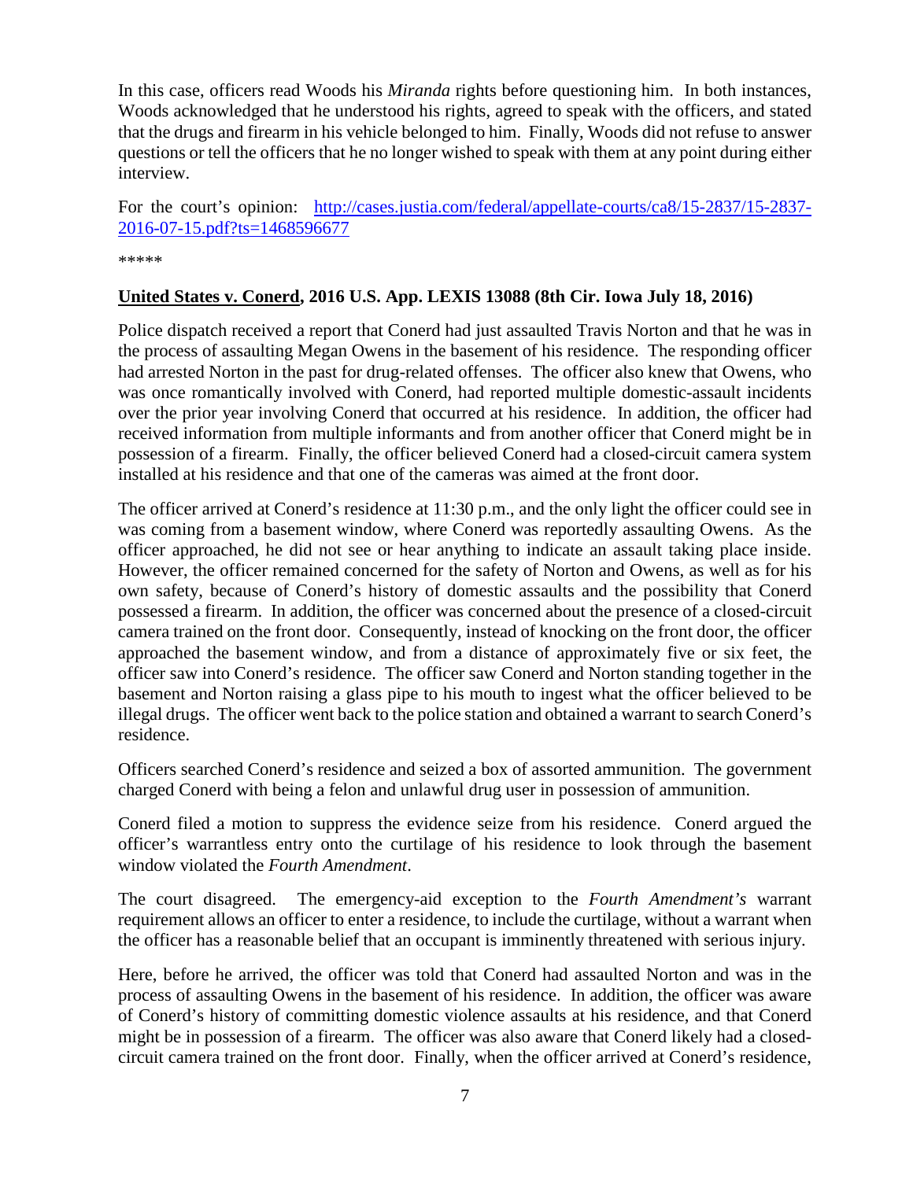In this case, officers read Woods his *Miranda* rights before questioning him. In both instances, Woods acknowledged that he understood his rights, agreed to speak with the officers, and stated that the drugs and firearm in his vehicle belonged to him. Finally, Woods did not refuse to answer questions or tell the officers that he no longer wished to speak with them at any point during either interview.

For the court's opinion: [http://cases.justia.com/federal/appellate-courts/ca8/15-2837/15-2837-2016-07-15.pdf?ts=1468596677](http://cases.justia.com/federal/appellate-courts/ca8/15-2837/15-2837-2016-07-15.pdf?ts=1468596677)

*****

## United States v. Conerd, 2016 U.S. App. LEXIS 13088 (8th Cir. Iowa July 18, 2016)

Police dispatch received a report that Conerd had just assaulted Travis Norton and that he was in the process of assaulting Megan Owens in the basement of his residence. The responding officer had arrested Norton in the past for drug-related offenses. The officer also knew that Owens, who was once romantically involved with Conerd, had reported multiple domestic-assault incidents over the prior year involving Conerd that occurred at his residence. In addition, the officer had received information from multiple informants and from another officer that Conerd might be in possession of a firearm. Finally, the officer believed Conerd had a closed-circuit camera system installed at his residence and that one of the cameras was aimed at the front door.

The officer arrived at Conerd's residence at 11:30 p.m., and the only light the officer could see in was coming from a basement window, where Conerd was reportedly assaulting Owens. As the officer approached, he did not see or hear anything to indicate an assault taking place inside. However, the officer remained concerned for the safety of Norton and Owens, as well as for his own safety, because of Conerd's history of domestic assaults and the possibility that Conerd possessed a firearm. In addition, the officer was concerned about the presence of a closed-circuit camera trained on the front door. Consequently, instead of knocking on the front door, the officer approached the basement window, and from a distance of approximately five or six feet, the officer saw into Conerd's residence. The officer saw Conerd and Norton standing together in the basement and Norton raising a glass pipe to his mouth to ingest what the officer believed to be illegal drugs. The officer went back to the police station and obtained a warrant to search Conerd's residence.

Officers searched Conerd's residence and seized a box of assorted ammunition. The government charged Conerd with being a felon and unlawful drug user in possession of ammunition.

Conerd filed a motion to suppress the evidence seize from his residence. Conerd argued the officer's warrantless entry onto the curtilage of his residence to look through the basement window violated the *Fourth Amendment*.

The court disagreed. The emergency-aid exception to the *Fourth Amendment's* warrant requirement allows an officer to enter a residence, to include the curtilage, without a warrant when the officer has a reasonable belief that an occupant is imminently threatened with serious injury.

Here, before he arrived, the officer was told that Conerd had assaulted Norton and was in the process of assaulting Owens in the basement of his residence. In addition, the officer was aware of Conerd's history of committing domestic violence assaults at his residence, and that Conerd might be in possession of a firearm. The officer was also aware that Conerd likely had a closed-circuit camera trained on the front door. Finally, when the officer arrived at Conerd's residence,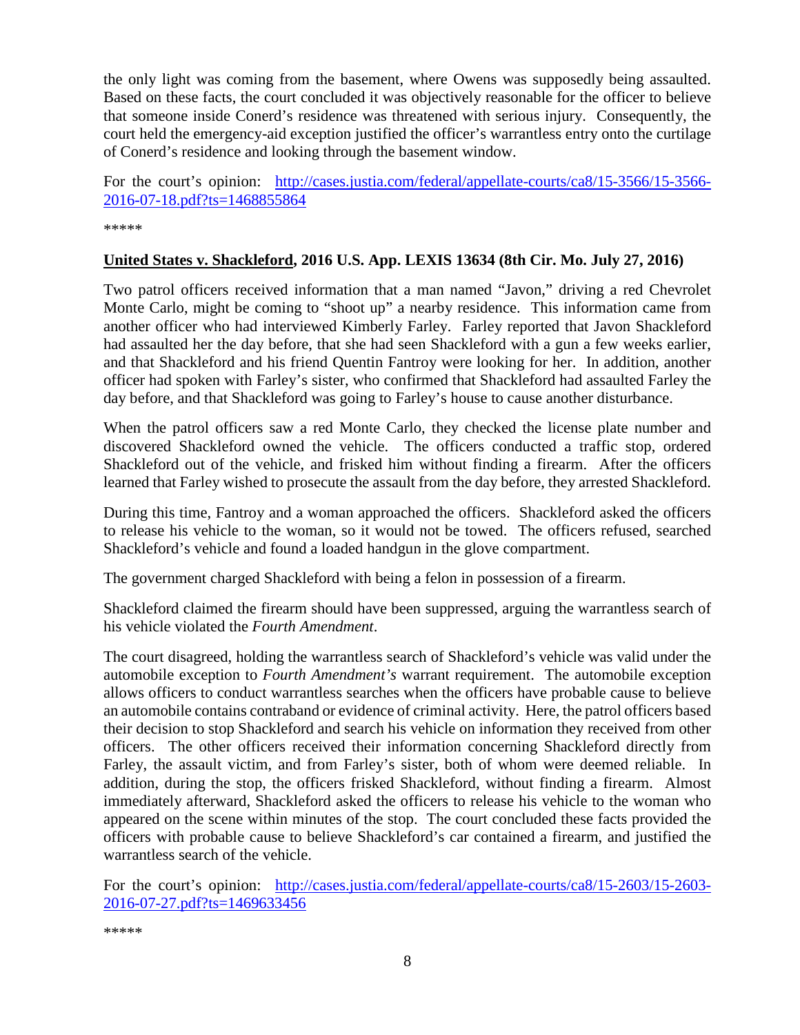the only light was coming from the basement, where Owens was supposedly being assaulted. Based on these facts, the court concluded it was objectively reasonable for the officer to believe that someone inside Conerd's residence was threatened with serious injury. Consequently, the court held the emergency-aid exception justified the officer's warrantless entry onto the curtilage of Conerd's residence and looking through the basement window.

For the court's opinion: [http://cases.justia.com/federal/appellate-courts/ca8/15-3566/15-3566-2016-07-18.pdf?ts=1468855864](http://cases.justia.com/federal/appellate-courts/ca8/15-3566/15-3566-2016-07-18.pdf?ts=1468855864)

*****

**United States v. Shackleford, 2016 U.S. App. LEXIS 13634 (8th Cir. Mo. July 27, 2016)**

Two patrol officers received information that a man named "Javon," driving a red Chevrolet Monte Carlo, might be coming to "shoot up" a nearby residence. This information came from another officer who had interviewed Kimberly Farley. Farley reported that Javon Shackleford had assaulted her the day before, that she had seen Shackleford with a gun a few weeks earlier, and that Shackleford and his friend Quentin Fantroy were looking for her. In addition, another officer had spoken with Farley's sister, who confirmed that Shackleford had assaulted Farley the day before, and that Shackleford was going to Farley's house to cause another disturbance.

When the patrol officers saw a red Monte Carlo, they checked the license plate number and discovered Shackleford owned the vehicle. The officers conducted a traffic stop, ordered Shackleford out of the vehicle, and frisked him without finding a firearm. After the officers learned that Farley wished to prosecute the assault from the day before, they arrested Shackleford.

During this time, Fantroy and a woman approached the officers. Shackleford asked the officers to release his vehicle to the woman, so it would not be towed. The officers refused, searched Shackleford's vehicle and found a loaded handgun in the glove compartment.

The government charged Shackleford with being a felon in possession of a firearm.

Shackleford claimed the firearm should have been suppressed, arguing the warrantless search of his vehicle violated the *Fourth Amendment*.

The court disagreed, holding the warrantless search of Shackleford's vehicle was valid under the automobile exception to *Fourth Amendment's* warrant requirement. The automobile exception allows officers to conduct warrantless searches when the officers have probable cause to believe an automobile contains contraband or evidence of criminal activity. Here, the patrol officers based their decision to stop Shackleford and search his vehicle on information they received from other officers. The other officers received their information concerning Shackleford directly from Farley, the assault victim, and from Farley's sister, both of whom were deemed reliable. In addition, during the stop, the officers frisked Shackleford, without finding a firearm. Almost immediately afterward, Shackleford asked the officers to release his vehicle to the woman who appeared on the scene within minutes of the stop. The court concluded these facts provided the officers with probable cause to believe Shackleford's car contained a firearm, and justified the warrantless search of the vehicle.

For the court's opinion: [http://cases.justia.com/federal/appellate-courts/ca8/15-2603/15-2603-2016-07-27.pdf?ts=1469633456](http://cases.justia.com/federal/appellate-courts/ca8/15-2603/15-2603-2016-07-27.pdf?ts=1469633456)

*****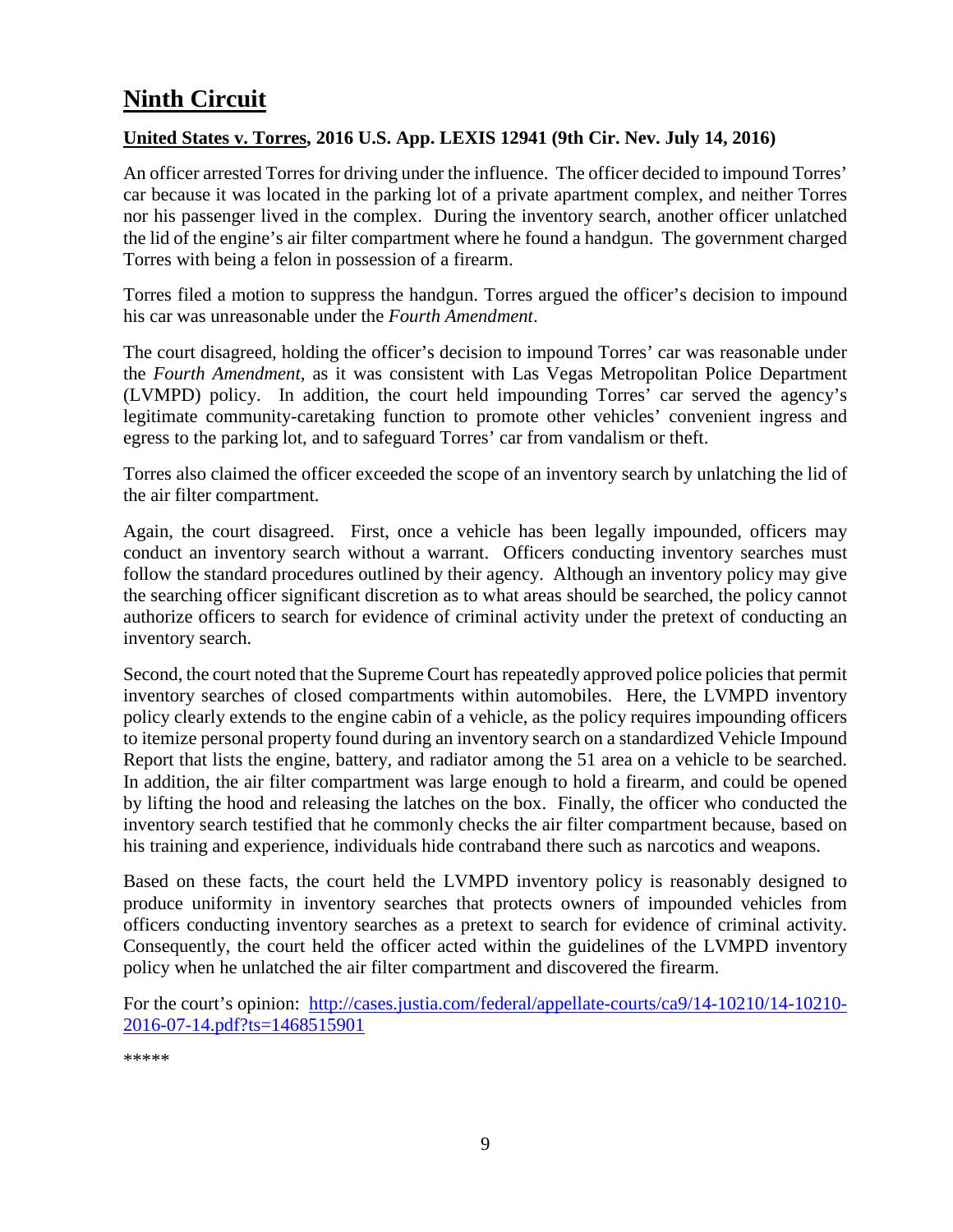# Ninth Circuit

**United States v. Torres, 2016 U.S. App. LEXIS 12941 (9th Cir. Nev. July 14, 2016)**

An officer arrested Torres for driving under the influence. The officer decided to impound Torres' car because it was located in the parking lot of a private apartment complex, and neither Torres nor his passenger lived in the complex. During the inventory search, another officer unlatched the lid of the engine's air filter compartment where he found a handgun. The government charged Torres with being a felon in possession of a firearm.

Torres filed a motion to suppress the handgun. Torres argued the officer's decision to impound his car was unreasonable under the *Fourth Amendment*.

The court disagreed, holding the officer's decision to impound Torres' car was reasonable under the *Fourth Amendment,* as it was consistent with Las Vegas Metropolitan Police Department (LVMPD) policy. In addition, the court held impounding Torres' car served the agency's legitimate community-caretaking function to promote other vehicles' convenient ingress and egress to the parking lot, and to safeguard Torres' car from vandalism or theft.

Torres also claimed the officer exceeded the scope of an inventory search by unlatching the lid of the air filter compartment.

Again, the court disagreed. First, once a vehicle has been legally impounded, officers may conduct an inventory search without a warrant. Officers conducting inventory searches must follow the standard procedures outlined by their agency. Although an inventory policy may give the searching officer significant discretion as to what areas should be searched, the policy cannot authorize officers to search for evidence of criminal activity under the pretext of conducting an inventory search.

Second, the court noted that the Supreme Court has repeatedly approved police policies that permit inventory searches of closed compartments within automobiles. Here, the LVMPD inventory policy clearly extends to the engine cabin of a vehicle, as the policy requires impounding officers to itemize personal property found during an inventory search on a standardized Vehicle Impound Report that lists the engine, battery, and radiator among the 51 area on a vehicle to be searched. In addition, the air filter compartment was large enough to hold a firearm, and could be opened by lifting the hood and releasing the latches on the box. Finally, the officer who conducted the inventory search testified that he commonly checks the air filter compartment because, based on his training and experience, individuals hide contraband there such as narcotics and weapons.

Based on these facts, the court held the LVMPD inventory policy is reasonably designed to produce uniformity in inventory searches that protects owners of impounded vehicles from officers conducting inventory searches as a pretext to search for evidence of criminal activity. Consequently, the court held the officer acted within the guidelines of the LVMPD inventory policy when he unlatched the air filter compartment and discovered the firearm.

For the court's opinion: [http://cases.justia.com/federal/appellate-courts/ca9/14-10210/14-10210-2016-07-14.pdf?ts=1468515901](http://cases.justia.com/federal/appellate-courts/ca9/14-10210/14-10210-2016-07-14.pdf?ts=1468515901)

*****